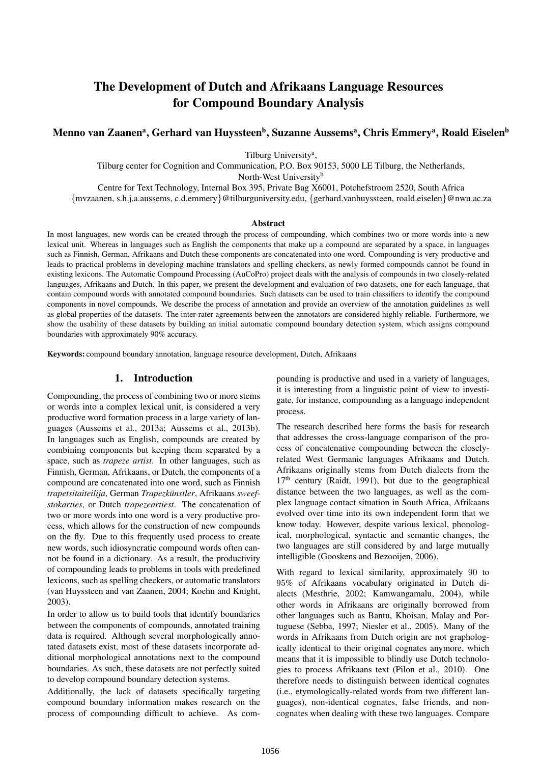# The Development of Dutch and Afrikaans Language Resources for Compound Boundary Analysis

**Menno van Zaanen[a], Gerhard van Huyssteen[b], Suzanne Aussems[a], Chris Emmery[a], Roald Eiselen[b]**

Tilburg University[a],
Tilburg center for Cognition and Communication, P.O. Box 90153, 5000 LE Tilburg, the Netherlands,
North-West University[b]
Centre for Text Technology, Internal Box 395, Private Bag X6001, Potchefstroom 2520, South Africa
{mvzaanen, s.h.j.a.aussems, c.d.emmery}@tilburguniversity.edu, {gerhard.vanhuyssteen, roald.eiselen}@nwu.ac.za

### Abstract

In most languages, new words can be created through the process of compounding, which combines two or more words into a new lexical unit. Whereas in languages such as English the components that make up a compound are separated by a space, in languages such as Finnish, German, Afrikaans and Dutch these components are concatenated into one word. Compounding is very productive and leads to practical problems in developing machine translators and spelling checkers, as newly formed compounds cannot be found in existing lexicons. The Automatic Compound Processing (AuCoPro) project deals with the analysis of compounds in two closely-related languages, Afrikaans and Dutch. In this paper, we present the development and evaluation of two datasets, one for each language, that contain compound words with annotated compound boundaries. Such datasets can be used to train classifiers to identify the compound components in novel compounds. We describe the process of annotation and provide an overview of the annotation guidelines as well as global properties of the datasets. The inter-rater agreements between the annotators are considered highly reliable. Furthermore, we show the usability of these datasets by building an initial automatic compound boundary detection system, which assigns compound boundaries with approximately 90% accuracy.

**Keywords:** compound boundary annotation, language resource development, Dutch, Afrikaans

## 1. Introduction

Compounding, the process of combining two or more stems or words into a complex lexical unit, is considered a very productive word formation process in a large variety of languages (Aussems et al., 2013a; Aussems et al., 2013b). In languages such as English, compounds are created by combining components but keeping them separated by a space, such as *trapeze artist*. In other languages, such as Finnish, German, Afrikaans, or Dutch, the components of a compound are concatenated into one word, such as Finnish *trapetsitaiteilija*, German *Trapezkünstler*, Afrikaans *sweefstokarties*, or Dutch *trapezeartiest*. The concatenation of two or more words into one word is a very productive process, which allows for the construction of new compounds on the fly. Due to this frequently used process to create new words, such idiosyncratic compound words often cannot be found in a dictionary. As a result, the productivity of compounding leads to problems in tools with predefined lexicons, such as spelling checkers, or automatic translators (van Huyssteen and van Zaanen, 2004; Koehn and Knight, 2003).

In order to allow us to build tools that identify boundaries between the components of compounds, annotated training data is required. Although several morphologically annotated datasets exist, most of these datasets incorporate additional morphological annotations next to the compound boundaries. As such, these datasets are not perfectly suited to develop compound boundary detection systems.

Additionally, the lack of datasets specifically targeting compound boundary information makes research on the process of compounding difficult to achieve. As compounding is productive and used in a variety of languages, it is interesting from a linguistic point of view to investigate, for instance, compounding as a language independent process.

The research described here forms the basis for research that addresses the cross-language comparison of the process of concatenative compounding between the closely-related West Germanic languages Afrikaans and Dutch. Afrikaans originally stems from Dutch dialects from the 17th century (Raidt, 1991), but due to the geographical distance between the two languages, as well as the complex language contact situation in South Africa, Afrikaans evolved over time into its own independent form that we know today. However, despite various lexical, phonological, morphological, syntactic and semantic changes, the two languages are still considered by and large mutually intelligible (Gooskens and Bezooijen, 2006).

With regard to lexical similarity, approximately 90 to 95% of Afrikaans vocabulary originated in Dutch dialects (Mesthrie, 2002; Kamwangamalu, 2004), while other words in Afrikaans are originally borrowed from other languages such as Bantu, Khoisan, Malay and Portuguese (Sebba, 1997; Niesler et al., 2005). Many of the words in Afrikaans from Dutch origin are not graphologically identical to their original cognates anymore, which means that it is impossible to blindly use Dutch technologies to process Afrikaans text (Pilon et al., 2010). One therefore needs to distinguish between identical cognates (i.e., etymologically-related words from two different languages), non-identical cognates, false friends, and non-cognates when dealing with these two languages. Compare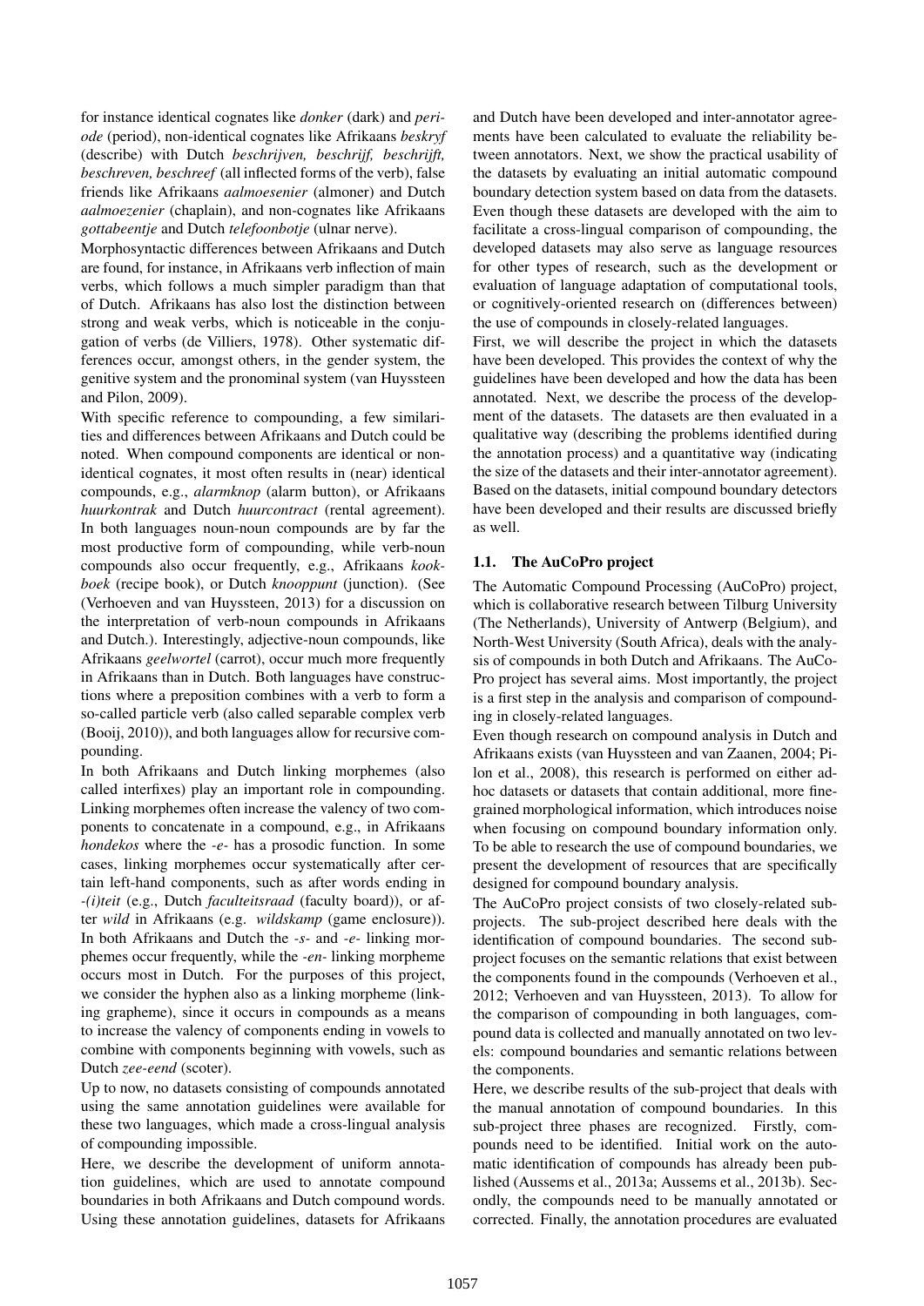for instance identical cognates like *donker* (dark) and *periode* (period), non-identical cognates like Afrikaans *beskryf* (describe) with Dutch *beschrijven, beschrijf, beschrijft, beschreven, beschreef* (all inflected forms of the verb), false friends like Afrikaans *aalmoesenier* (almoner) and Dutch *aalmoezenier* (chaplain), and non-cognates like Afrikaans *gottabeentje* and Dutch *telefoonbotje* (ulnar nerve).

Morphosyntactic differences between Afrikaans and Dutch are found, for instance, in Afrikaans verb inflection of main verbs, which follows a much simpler paradigm than that of Dutch. Afrikaans has also lost the distinction between strong and weak verbs, which is noticeable in the conjugation of verbs (de Villiers, 1978). Other systematic differences occur, amongst others, in the gender system, the genitive system and the pronominal system (van Huyssteen and Pilon, 2009).

With specific reference to compounding, a few similarities and differences between Afrikaans and Dutch could be noted. When compound components are identical or non-identical cognates, it most often results in (near) identical compounds, e.g., *alarmknop* (alarm button), or Afrikaans *huurkontrak* and Dutch *huurcontract* (rental agreement). In both languages noun-noun compounds are by far the most productive form of compounding, while verb-noun compounds also occur frequently, e.g., Afrikaans *kookboek* (recipe book), or Dutch *knooppunt* (junction). (See (Verhoeven and van Huyssteen, 2013) for a discussion on the interpretation of verb-noun compounds in Afrikaans and Dutch.). Interestingly, adjective-noun compounds, like Afrikaans *geelwortel* (carrot), occur much more frequently in Afrikaans than in Dutch. Both languages have constructions where a preposition combines with a verb to form a so-called particle verb (also called separable complex verb (Booij, 2010)), and both languages allow for recursive compounding.

In both Afrikaans and Dutch linking morphemes (also called interfixes) play an important role in compounding. Linking morphemes often increase the valency of two components to concatenate in a compound, e.g., in Afrikaans *hondekos* where the *-e-* has a prosodic function. In some cases, linking morphemes occur systematically after certain left-hand components, such as after words ending in *-(i)teit* (e.g., Dutch *faculteitsraad* (faculty board)), or after *wild* in Afrikaans (e.g. *wildskamp* (game enclosure)). In both Afrikaans and Dutch the *-s-* and *-e-* linking morphemes occur frequently, while the *-en-* linking morpheme occurs most in Dutch. For the purposes of this project, we consider the hyphen also as a linking morpheme (linking grapheme), since it occurs in compounds as a means to increase the valency of components ending in vowels to combine with components beginning with vowels, such as Dutch *zee-eend* (scoter).

Up to now, no datasets consisting of compounds annotated using the same annotation guidelines were available for these two languages, which made a cross-lingual analysis of compounding impossible.

Here, we describe the development of uniform annotation guidelines, which are used to annotate compound boundaries in both Afrikaans and Dutch compound words. Using these annotation guidelines, datasets for Afrikaans and Dutch have been developed and inter-annotator agreements have been calculated to evaluate the reliability between annotators. Next, we show the practical usability of the datasets by evaluating an initial automatic compound boundary detection system based on data from the datasets. Even though these datasets are developed with the aim to facilitate a cross-lingual comparison of compounding, the developed datasets may also serve as language resources for other types of research, such as the development or evaluation of language adaptation of computational tools, or cognitively-oriented research on (differences between) the use of compounds in closely-related languages.

First, we will describe the project in which the datasets have been developed. This provides the context of why the guidelines have been developed and how the data has been annotated. Next, we describe the process of the development of the datasets. The datasets are then evaluated in a qualitative way (describing the problems identified during the annotation process) and a quantitative way (indicating the size of the datasets and their inter-annotator agreement). Based on the datasets, initial compound boundary detectors have been developed and their results are discussed briefly as well.

### 1.1. The AuCoPro project

The Automatic Compound Processing (AuCoPro) project, which is collaborative research between Tilburg University (The Netherlands), University of Antwerp (Belgium), and North-West University (South Africa), deals with the analysis of compounds in both Dutch and Afrikaans. The AuCoPro project has several aims. Most importantly, the project is a first step in the analysis and comparison of compounding in closely-related languages.

Even though research on compound analysis in Dutch and Afrikaans exists (van Huyssteen and van Zaanen, 2004; Pilon et al., 2008), this research is performed on either adhoc datasets or datasets that contain additional, more fine-grained morphological information, which introduces noise when focusing on compound boundary information only. To be able to research the use of compound boundaries, we present the development of resources that are specifically designed for compound boundary analysis.

The AuCoPro project consists of two closely-related subprojects. The sub-project described here deals with the identification of compound boundaries. The second subproject focuses on the semantic relations that exist between the components found in the compounds (Verhoeven et al., 2012; Verhoeven and van Huyssteen, 2013). To allow for the comparison of compounding in both languages, compound data is collected and manually annotated on two levels: compound boundaries and semantic relations between the components.

Here, we describe results of the sub-project that deals with the manual annotation of compound boundaries. In this sub-project three phases are recognized. Firstly, compounds need to be identified. Initial work on the automatic identification of compounds has already been published (Aussems et al., 2013a; Aussems et al., 2013b). Secondly, the compounds need to be manually annotated or corrected. Finally, the annotation procedures are evaluated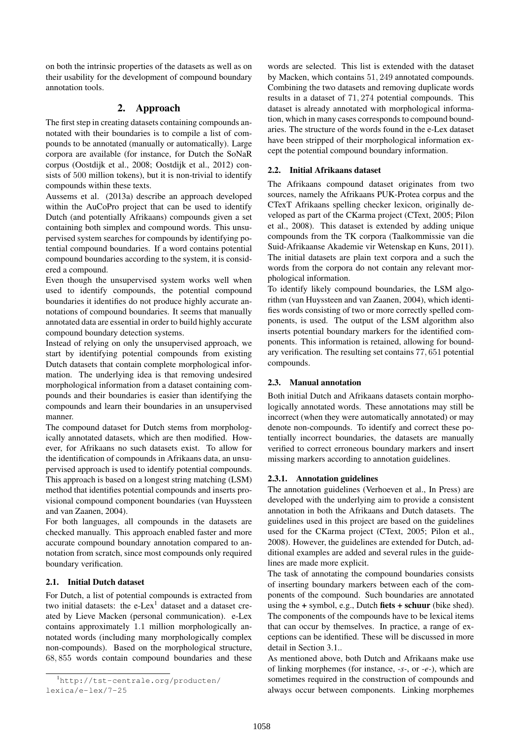on both the intrinsic properties of the datasets as well as on their usability for the development of compound boundary annotation tools.

## 2. Approach

The first step in creating datasets containing compounds annotated with their boundaries is to compile a list of compounds to be annotated (manually or automatically). Large corpora are available (for instance, for Dutch the SoNaR corpus (Oostdijk et al., 2008; Oostdijk et al., 2012) consists of 500 million tokens), but it is non-trivial to identify compounds within these texts.

Aussems et al. (2013a) describe an approach developed within the AuCoPro project that can be used to identify Dutch (and potentially Afrikaans) compounds given a set containing both simplex and compound words. This unsupervised system searches for compounds by identifying potential compound boundaries. If a word contains potential compound boundaries according to the system, it is considered a compound.

Even though the unsupervised system works well when used to identify compounds, the potential compound boundaries it identifies do not produce highly accurate annotations of compound boundaries. It seems that manually annotated data are essential in order to build highly accurate compound boundary detection systems.

Instead of relying on only the unsupervised approach, we start by identifying potential compounds from existing Dutch datasets that contain complete morphological information. The underlying idea is that removing undesired morphological information from a dataset containing compounds and their boundaries is easier than identifying the compounds and learn their boundaries in an unsupervised manner.

The compound dataset for Dutch stems from morphologically annotated datasets, which are then modified. However, for Afrikaans no such datasets exist. To allow for the identification of compounds in Afrikaans data, an unsupervised approach is used to identify potential compounds. This approach is based on a longest string matching (LSM) method that identifies potential compounds and inserts provisional compound component boundaries (van Huyssteen and van Zaanen, 2004).

For both languages, all compounds in the datasets are checked manually. This approach enabled faster and more accurate compound boundary annotation compared to annotation from scratch, since most compounds only required boundary verification.

### 2.1. Initial Dutch dataset

For Dutch, a list of potential compounds is extracted from two initial datasets: the e-Lex[1] dataset and a dataset created by Lieve Macken (personal communication). e-Lex contains approximately 1.1 million morphologically annotated words (including many morphologically complex non-compounds). Based on the morphological structure, 68,855 words contain compound boundaries and these words are selected. This list is extended with the dataset by Macken, which contains 51,249 annotated compounds. Combining the two datasets and removing duplicate words results in a dataset of 71,274 potential compounds. This dataset is already annotated with morphological information, which in many cases corresponds to compound boundaries. The structure of the words found in the e-Lex dataset have been stripped of their morphological information except the potential compound boundary information.

[1] http://tst-centrale.org/producten/lexica/e-lex/7-25

### 2.2. Initial Afrikaans dataset

The Afrikaans compound dataset originates from two sources, namely the Afrikaans PUK-Protea corpus and the CTexT Afrikaans spelling checker lexicon, originally developed as part of the CKarma project (CText, 2005; Pilon et al., 2008). This dataset is extended by adding unique compounds from the TK corpora (Taalkommissie van die Suid-Afrikaanse Akademie vir Wetenskap en Kuns, 2011). The initial datasets are plain text corpora and a such the words from the corpora do not contain any relevant morphological information.

To identify likely compound boundaries, the LSM algorithm (van Huyssteen and van Zaanen, 2004), which identifies words consisting of two or more correctly spelled components, is used. The output of the LSM algorithm also inserts potential boundary markers for the identified components. This information is retained, allowing for boundary verification. The resulting set contains 77,651 potential compounds.

### 2.3. Manual annotation

Both initial Dutch and Afrikaans datasets contain morphologically annotated words. These annotations may still be incorrect (when they were automatically annotated) or may denote non-compounds. To identify and correct these potentially incorrect boundaries, the datasets are manually verified to correct erroneous boundary markers and insert missing markers according to annotation guidelines.

#### 2.3.1. Annotation guidelines

The annotation guidelines (Verhoeven et al., In Press) are developed with the underlying aim to provide a consistent annotation in both the Afrikaans and Dutch datasets. The guidelines used in this project are based on the guidelines used for the CKarma project (CText, 2005; Pilon et al., 2008). However, the guidelines are extended for Dutch, additional examples are added and several rules in the guidelines are made more explicit.

The task of annotating the compound boundaries consists of inserting boundary markers between each of the components of the compound. Such boundaries are annotated using the **+** symbol, e.g., Dutch **fiets + schuur** (bike shed). The components of the compounds have to be lexical items that can occur by themselves. In practice, a range of exceptions can be identified. These will be discussed in more detail in Section 3.1..

As mentioned above, both Dutch and Afrikaans make use of linking morphemes (for instance, *-s-*, or *-e-*), which are sometimes required in the construction of compounds and always occur between components. Linking morphemes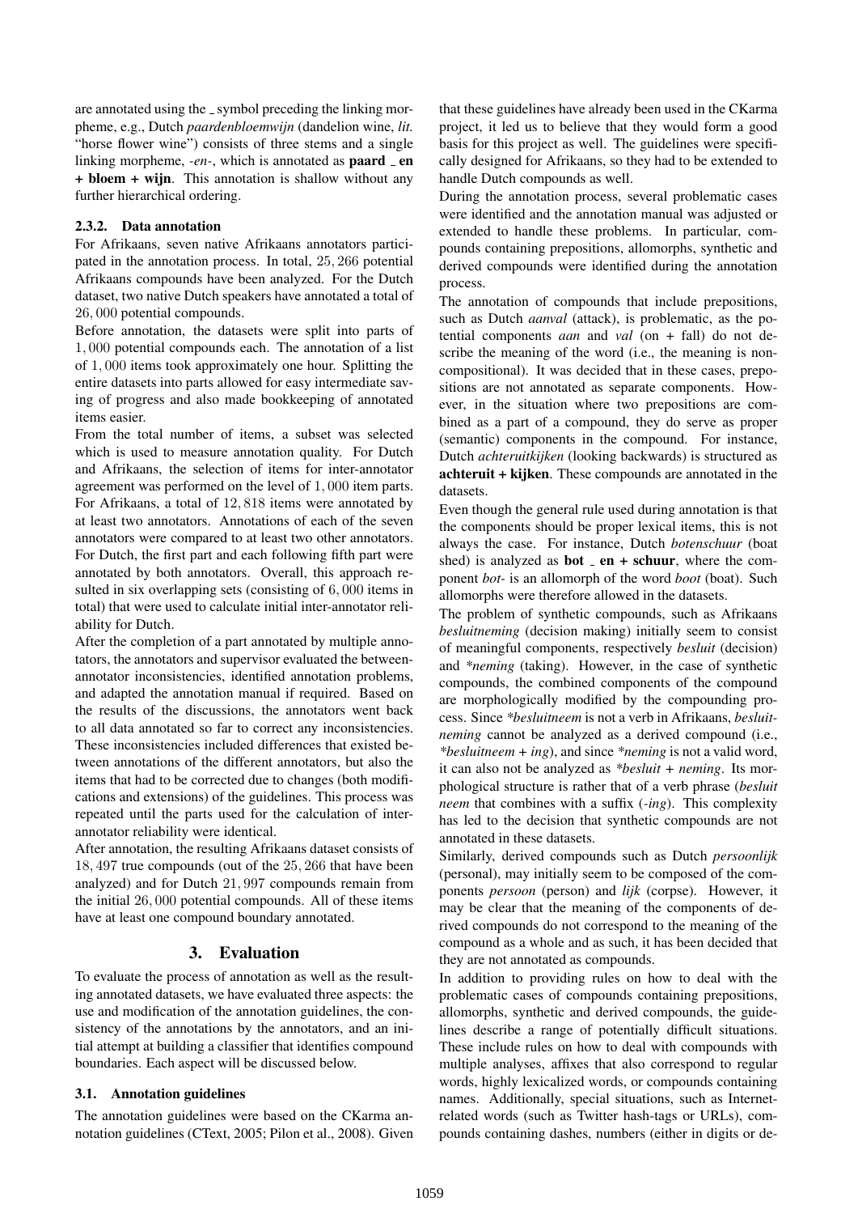are annotated using the _ symbol preceding the linking morpheme, e.g., Dutch *paardenbloemwijn* (dandelion wine, *lit.* "horse flower wine") consists of three stems and a single linking morpheme, *-en-*, which is annotated as **paard _ en + bloem + wijn**. This annotation is shallow without any further hierarchical ordering.

#### 2.3.2. Data annotation

For Afrikaans, seven native Afrikaans annotators participated in the annotation process. In total, 25,266 potential Afrikaans compounds have been analyzed. For the Dutch dataset, two native Dutch speakers have annotated a total of 26,000 potential compounds.

Before annotation, the datasets were split into parts of 1,000 potential compounds each. The annotation of a list of 1,000 items took approximately one hour. Splitting the entire datasets into parts allowed for easy intermediate saving of progress and also made bookkeeping of annotated items easier.

From the total number of items, a subset was selected which is used to measure annotation quality. For Dutch and Afrikaans, the selection of items for inter-annotator agreement was performed on the level of 1,000 item parts. For Afrikaans, a total of 12,818 items were annotated by at least two annotators. Annotations of each of the seven annotators were compared to at least two other annotators. For Dutch, the first part and each following fifth part were annotated by both annotators. Overall, this approach resulted in six overlapping sets (consisting of 6,000 items in total) that were used to calculate initial inter-annotator reliability for Dutch.

After the completion of a part annotated by multiple annotators, the annotators and supervisor evaluated the between-annotator inconsistencies, identified annotation problems, and adapted the annotation manual if required. Based on the results of the discussions, the annotators went back to all data annotated so far to correct any inconsistencies. These inconsistencies included differences that existed between annotations of the different annotators, but also the items that had to be corrected due to changes (both modifications and extensions) of the guidelines. This process was repeated until the parts used for the calculation of inter-annotator reliability were identical.

After annotation, the resulting Afrikaans dataset consists of 18,497 true compounds (out of the 25,266 that have been analyzed) and for Dutch 21,997 compounds remain from the initial 26,000 potential compounds. All of these items have at least one compound boundary annotated.

## 3. Evaluation

To evaluate the process of annotation as well as the resulting annotated datasets, we have evaluated three aspects: the use and modification of the annotation guidelines, the consistency of the annotations by the annotators, and an initial attempt at building a classifier that identifies compound boundaries. Each aspect will be discussed below.

### 3.1. Annotation guidelines

The annotation guidelines were based on the CKarma annotation guidelines (CText, 2005; Pilon et al., 2008). Given that these guidelines have already been used in the CKarma project, it led us to believe that they would form a good basis for this project as well. The guidelines were specifically designed for Afrikaans, so they had to be extended to handle Dutch compounds as well.

During the annotation process, several problematic cases were identified and the annotation manual was adjusted or extended to handle these problems. In particular, compounds containing prepositions, allomorphs, synthetic and derived compounds were identified during the annotation process.

The annotation of compounds that include prepositions, such as Dutch *aanval* (attack), is problematic, as the potential components *aan* and *val* (on + fall) do not describe the meaning of the word (i.e., the meaning is non-compositional). It was decided that in these cases, prepositions are not annotated as separate components. However, in the situation where two prepositions are combined as a part of a compound, they do serve as proper (semantic) components in the compound. For instance, Dutch *achteruitkijken* (looking backwards) is structured as **achteruit + kijken**. These compounds are annotated in the datasets.

Even though the general rule used during annotation is that the components should be proper lexical items, this is not always the case. For instance, Dutch *botenschuur* (boat shed) is analyzed as **bot _ en + schuur**, where the component *bot-* is an allomorph of the word *boot* (boat). Such allomorphs were therefore allowed in the datasets.

The problem of synthetic compounds, such as Afrikaans *besluitneming* (decision making) initially seem to consist of meaningful components, respectively *besluit* (decision) and *\*neming* (taking). However, in the case of synthetic compounds, the combined components of the compound are morphologically modified by the compounding process. Since *\*besluitneem* is not a verb in Afrikaans, *besluitneming* cannot be analyzed as a derived compound (i.e., *\*besluitneem + ing*), and since *\*neming* is not a valid word, it can also not be analyzed as *\*besluit + neming*. Its morphological structure is rather that of a verb phrase (*besluit neem* that combines with a suffix (*-ing*). This complexity has led to the decision that synthetic compounds are not annotated in these datasets.

Similarly, derived compounds such as Dutch *persoonlijk* (personal), may initially seem to be composed of the components *persoon* (person) and *lijk* (corpse). However, it may be clear that the meaning of the components of derived compounds do not correspond to the meaning of the compound as a whole and as such, it has been decided that they are not annotated as compounds.

In addition to providing rules on how to deal with the problematic cases of compounds containing prepositions, allomorphs, synthetic and derived compounds, the guidelines describe a range of potentially difficult situations. These include rules on how to deal with compounds with multiple analyses, affixes that also correspond to regular words, highly lexicalized words, or compounds containing names. Additionally, special situations, such as Internet-related words (such as Twitter hash-tags or URLs), compounds containing dashes, numbers (either in digits or de-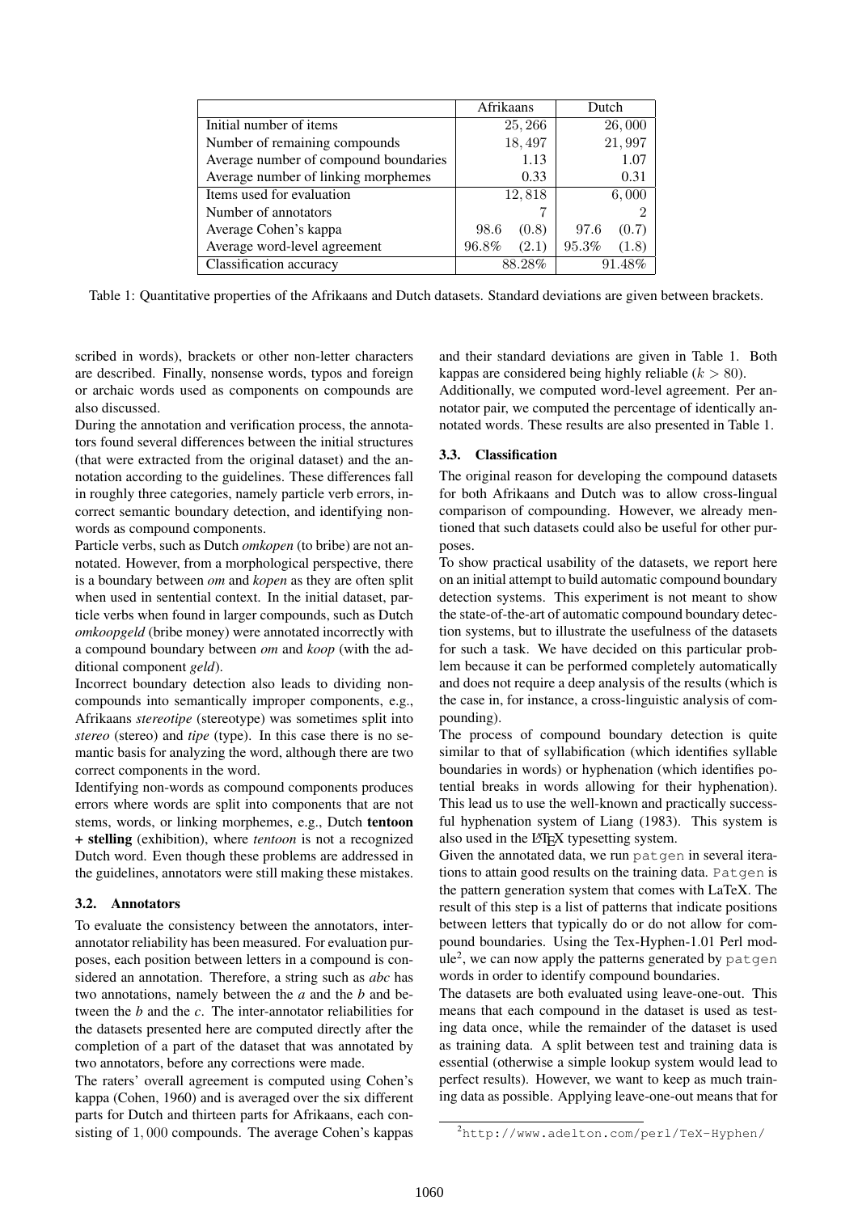| | Afrikaans | | Dutch | |
|---|---|---|---|---|
| Initial number of items | 25,266 | | 26,000 | |
| Number of remaining compounds | 18,497 | | 21,997 | |
| Average number of compound boundaries | 1.13 | | 1.07 | |
| Average number of linking morphemes | 0.33 | | 0.31 | |
| Items used for evaluation | 12,818 | | 6,000 | |
| Number of annotators | 7 | | 2 | |
| Average Cohen's kappa | 98.6 | (0.8) | 97.6 | (0.7) |
| Average word-level agreement | 96.8% | (2.1) | 95.3% | (1.8) |
| Classification accuracy | 88.28% | | 91.48% | |

Table 1: Quantitative properties of the Afrikaans and Dutch datasets. Standard deviations are given between brackets.

scribed in words), brackets or other non-letter characters are described. Finally, nonsense words, typos and foreign or archaic words used as components on compounds are also discussed.

During the annotation and verification process, the annotators found several differences between the initial structures (that were extracted from the original dataset) and the annotation according to the guidelines. These differences fall in roughly three categories, namely particle verb errors, incorrect semantic boundary detection, and identifying non-words as compound components.

Particle verbs, such as Dutch *omkopen* (to bribe) are not annotated. However, from a morphological perspective, there is a boundary between *om* and *kopen* as they are often split when used in sentential context. In the initial dataset, particle verbs when found in larger compounds, such as Dutch *omkoopgeld* (bribe money) were annotated incorrectly with a compound boundary between *om* and *koop* (with the additional component *geld*).

Incorrect boundary detection also leads to dividing non-compounds into semantically improper components, e.g., Afrikaans *stereotipe* (stereotype) was sometimes split into *stereo* (stereo) and *tipe* (type). In this case there is no semantic basis for analyzing the word, although there are two correct components in the word.

Identifying non-words as compound components produces errors where words are split into components that are not stems, words, or linking morphemes, e.g., Dutch **tentoon + stelling** (exhibition), where *tentoon* is not a recognized Dutch word. Even though these problems are addressed in the guidelines, annotators were still making these mistakes.

### 3.2. Annotators

To evaluate the consistency between the annotators, inter-annotator reliability has been measured. For evaluation purposes, each position between letters in a compound is considered an annotation. Therefore, a string such as *abc* has two annotations, namely between the *a* and the *b* and between the *b* and the *c*. The inter-annotator reliabilities for the datasets presented here are computed directly after the completion of a part of the dataset that was annotated by two annotators, before any corrections were made.

The raters' overall agreement is computed using Cohen's kappa (Cohen, 1960) and is averaged over the six different parts for Dutch and thirteen parts for Afrikaans, each consisting of 1,000 compounds. The average Cohen's kappas and their standard deviations are given in Table 1. Both kappas are considered being highly reliable ($k > 80$).

Additionally, we computed word-level agreement. Per annotator pair, we computed the percentage of identically annotated words. These results are also presented in Table 1.

### 3.3. Classification

The original reason for developing the compound datasets for both Afrikaans and Dutch was to allow cross-lingual comparison of compounding. However, we already mentioned that such datasets could also be useful for other purposes.

To show practical usability of the datasets, we report here on an initial attempt to build automatic compound boundary detection systems. This experiment is not meant to show the state-of-the-art of automatic compound boundary detection systems, but to illustrate the usefulness of the datasets for such a task. We have decided on this particular problem because it can be performed completely automatically and does not require a deep analysis of the results (which is the case in, for instance, a cross-linguistic analysis of compounding).

The process of compound boundary detection is quite similar to that of syllabification (which identifies syllable boundaries in words) or hyphenation (which identifies potential breaks in words allowing for their hyphenation). This lead us to use the well-known and practically successful hyphenation system of Liang (1983). This system is also used in the LaTeX typesetting system.

Given the annotated data, we run `patgen` in several iterations to attain good results on the training data. `Patgen` is the pattern generation system that comes with LaTeX. The result of this step is a list of patterns that indicate positions between letters that typically do or do not allow for compound boundaries. Using the Tex-Hyphen-1.01 Perl module[2], we can now apply the patterns generated by `patgen` words in order to identify compound boundaries.

The datasets are both evaluated using leave-one-out. This means that each compound in the dataset is used as testing data once, while the remainder of the dataset is used as training data. A split between test and training data is essential (otherwise a simple lookup system would lead to perfect results). However, we want to keep as much training data as possible. Applying leave-one-out means that for

[2] `http://www.adelton.com/perl/TeX-Hyphen/`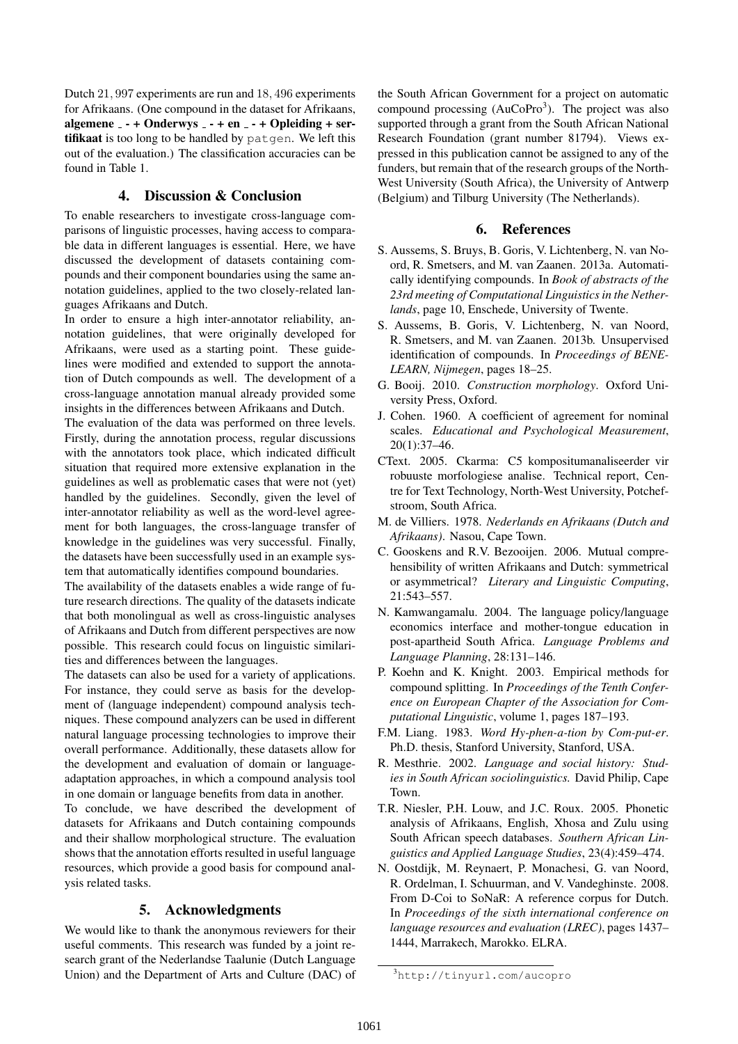Dutch 21, 997 experiments are run and 18, 496 experiments for Afrikaans. (One compound in the dataset for Afrikaans, **algemene _ - + Onderwys _ - + en _ - + Opleiding + sertifikaat** is too long to be handled by `patgen`. We left this out of the evaluation.) The classification accuracies can be found in Table 1.

## 4. Discussion & Conclusion

To enable researchers to investigate cross-language comparisons of linguistic processes, having access to comparable data in different languages is essential. Here, we have discussed the development of datasets containing compounds and their component boundaries using the same annotation guidelines, applied to the two closely-related languages Afrikaans and Dutch.

In order to ensure a high inter-annotator reliability, annotation guidelines, that were originally developed for Afrikaans, were used as a starting point. These guidelines were modified and extended to support the annotation of Dutch compounds as well. The development of a cross-language annotation manual already provided some insights in the differences between Afrikaans and Dutch.

The evaluation of the data was performed on three levels. Firstly, during the annotation process, regular discussions with the annotators took place, which indicated difficult situation that required more extensive explanation in the guidelines as well as problematic cases that were not (yet) handled by the guidelines. Secondly, given the level of inter-annotator reliability as well as the word-level agreement for both languages, the cross-language transfer of knowledge in the guidelines was very successful. Finally, the datasets have been successfully used in an example system that automatically identifies compound boundaries.

The availability of the datasets enables a wide range of future research directions. The quality of the datasets indicate that both monolingual as well as cross-linguistic analyses of Afrikaans and Dutch from different perspectives are now possible. This research could focus on linguistic similarities and differences between the languages.

The datasets can also be used for a variety of applications. For instance, they could serve as basis for the development of (language independent) compound analysis techniques. These compound analyzers can be used in different natural language processing technologies to improve their overall performance. Additionally, these datasets allow for the development and evaluation of domain or language-adaptation approaches, in which a compound analysis tool in one domain or language benefits from data in another.

To conclude, we have described the development of datasets for Afrikaans and Dutch containing compounds and their shallow morphological structure. The evaluation shows that the annotation efforts resulted in useful language resources, which provide a good basis for compound analysis related tasks.

## 5. Acknowledgments

We would like to thank the anonymous reviewers for their useful comments. This research was funded by a joint research grant of the Nederlandse Taalunie (Dutch Language Union) and the Department of Arts and Culture (DAC) of the South African Government for a project on automatic compound processing (AuCoPro[3]). The project was also supported through a grant from the South African National Research Foundation (grant number 81794). Views expressed in this publication cannot be assigned to any of the funders, but remain that of the research groups of the North-West University (South Africa), the University of Antwerp (Belgium) and Tilburg University (The Netherlands).

## 6. References

S. Aussems, S. Bruys, B. Goris, V. Lichtenberg, N. van Noord, R. Smetsers, and M. van Zaanen. 2013a. Automatically identifying compounds. In *Book of abstracts of the 23rd meeting of Computational Linguistics in the Netherlands*, page 10, Enschede, University of Twente.

S. Aussems, B. Goris, V. Lichtenberg, N. van Noord, R. Smetsers, and M. van Zaanen. 2013b. Unsupervised identification of compounds. In *Proceedings of BENE-LEARN, Nijmegen*, pages 18–25.

G. Booij. 2010. *Construction morphology*. Oxford University Press, Oxford.

J. Cohen. 1960. A coefficient of agreement for nominal scales. *Educational and Psychological Measurement*, 20(1):37–46.

CText. 2005. Ckarma: C5 kompositumanaliseerder vir robuuste morfologiese analise. Technical report, Centre for Text Technology, North-West University, Potchefstroom, South Africa.

M. de Villiers. 1978. *Nederlands en Afrikaans (Dutch and Afrikaans)*. Nasou, Cape Town.

C. Gooskens and R.V. Bezooijen. 2006. Mutual comprehensibility of written Afrikaans and Dutch: symmetrical or asymmetrical? *Literary and Linguistic Computing*, 21:543–557.

N. Kamwangamalu. 2004. The language policy/language economics interface and mother-tongue education in post-apartheid South Africa. *Language Problems and Language Planning*, 28:131–146.

P. Koehn and K. Knight. 2003. Empirical methods for compound splitting. In *Proceedings of the Tenth Conference on European Chapter of the Association for Computational Linguistic*, volume 1, pages 187–193.

F.M. Liang. 1983. *Word Hy-phen-a-tion by Com-put-er*. Ph.D. thesis, Stanford University, Stanford, USA.

R. Mesthrie. 2002. *Language and social history: Studies in South African sociolinguistics.* David Philip, Cape Town.

T.R. Niesler, P.H. Louw, and J.C. Roux. 2005. Phonetic analysis of Afrikaans, English, Xhosa and Zulu using South African speech databases. *Southern African Linguistics and Applied Language Studies*, 23(4):459–474.

N. Oostdijk, M. Reynaert, P. Monachesi, G. van Noord, R. Ordelman, I. Schuurman, and V. Vandeghinste. 2008. From D-Coi to SoNaR: A reference corpus for Dutch. In *Proceedings of the sixth international conference on language resources and evaluation (LREC)*, pages 1437–1444, Marrakech, Marokko. ELRA.

[3] `http://tinyurl.com/aucopro`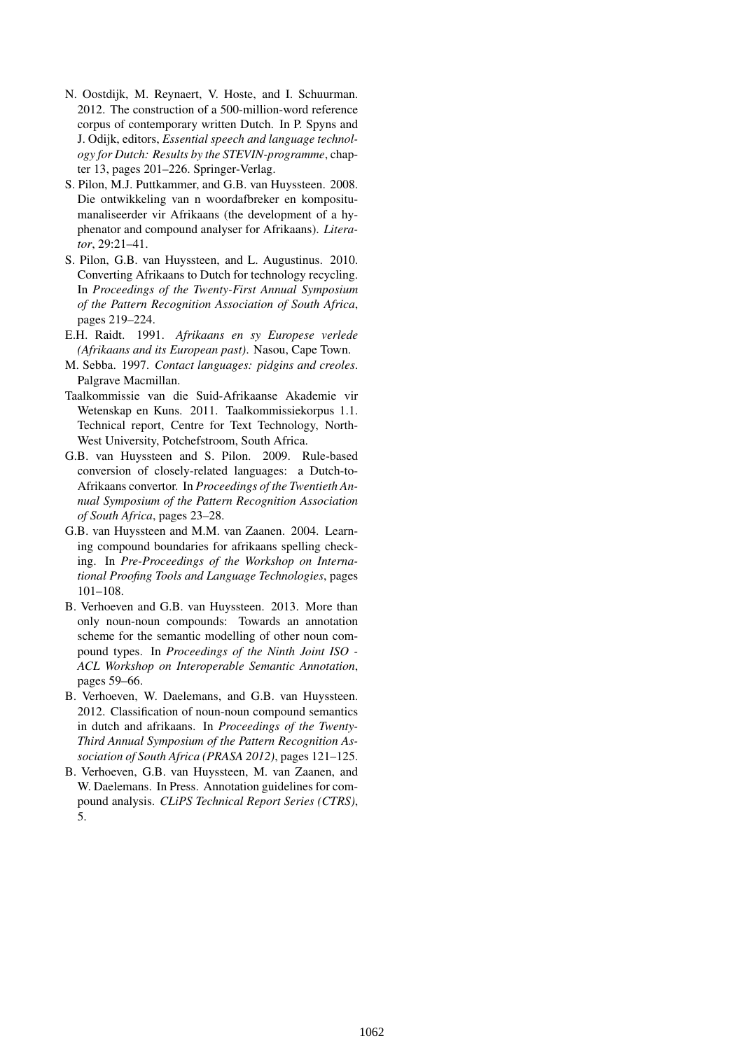N. Oostdijk, M. Reynaert, V. Hoste, and I. Schuurman. 2012. The construction of a 500-million-word reference corpus of contemporary written Dutch. In P. Spyns and J. Odijk, editors, *Essential speech and language technology for Dutch: Results by the STEVIN-programme*, chapter 13, pages 201–226. Springer-Verlag.

S. Pilon, M.J. Puttkammer, and G.B. van Huyssteen. 2008. Die ontwikkeling van n woordafbreker en kompositumanaliseerder vir Afrikaans (the development of a hyphenator and compound analyser for Afrikaans). *Literator*, 29:21–41.

S. Pilon, G.B. van Huyssteen, and L. Augustinus. 2010. Converting Afrikaans to Dutch for technology recycling. In *Proceedings of the Twenty-First Annual Symposium of the Pattern Recognition Association of South Africa*, pages 219–224.

E.H. Raidt. 1991. *Afrikaans en sy Europese verlede (Afrikaans and its European past)*. Nasou, Cape Town.

M. Sebba. 1997. *Contact languages: pidgins and creoles*. Palgrave Macmillan.

Taalkommissie van die Suid-Afrikaanse Akademie vir Wetenskap en Kuns. 2011. Taalkommissiekorpus 1.1. Technical report, Centre for Text Technology, North-West University, Potchefstroom, South Africa.

G.B. van Huyssteen and S. Pilon. 2009. Rule-based conversion of closely-related languages: a Dutch-to-Afrikaans convertor. In *Proceedings of the Twentieth Annual Symposium of the Pattern Recognition Association of South Africa*, pages 23–28.

G.B. van Huyssteen and M.M. van Zaanen. 2004. Learning compound boundaries for afrikaans spelling checking. In *Pre-Proceedings of the Workshop on International Proofing Tools and Language Technologies*, pages 101–108.

B. Verhoeven and G.B. van Huyssteen. 2013. More than only noun-noun compounds: Towards an annotation scheme for the semantic modelling of other noun compound types. In *Proceedings of the Ninth Joint ISO - ACL Workshop on Interoperable Semantic Annotation*, pages 59–66.

B. Verhoeven, W. Daelemans, and G.B. van Huyssteen. 2012. Classification of noun-noun compound semantics in dutch and afrikaans. In *Proceedings of the Twenty-Third Annual Symposium of the Pattern Recognition Association of South Africa (PRASA 2012)*, pages 121–125.

B. Verhoeven, G.B. van Huyssteen, M. van Zaanen, and W. Daelemans. In Press. Annotation guidelines for compound analysis. *CLiPS Technical Report Series (CTRS)*, 5.